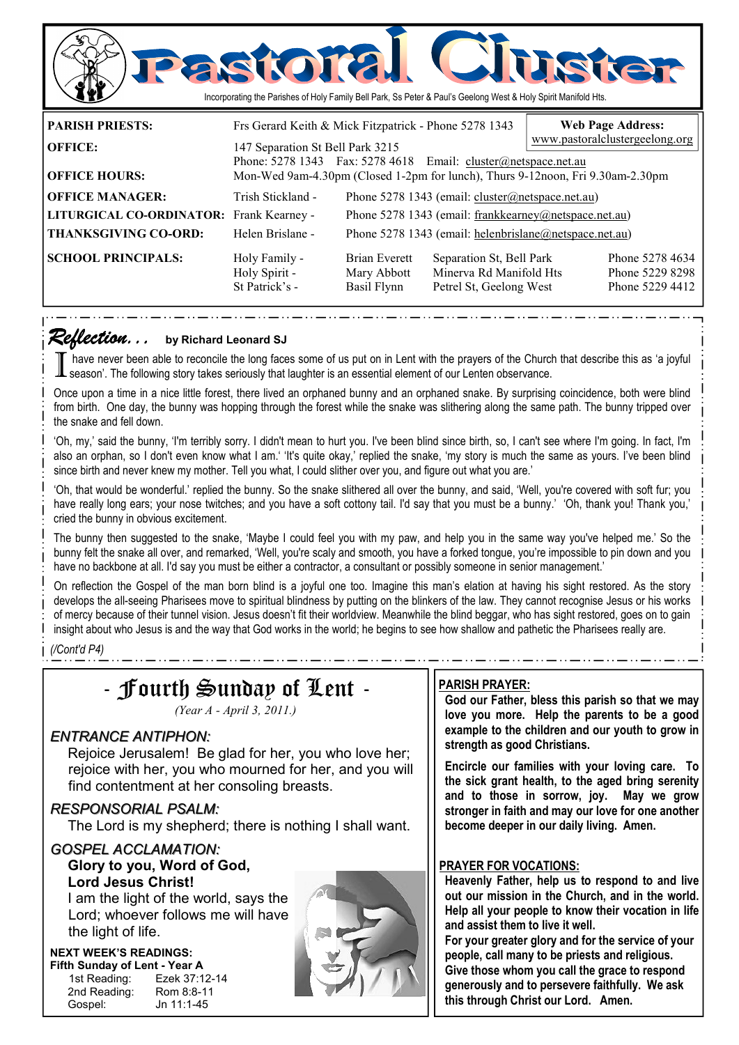# Pastoral Cluster

Incorporating the Parishes of Holy Family Bell Park, Ss Peter & Paul's Geelong West & Holy Spirit Manifold Hts.

| | | | | |
|---|---|---|---|---|
| **PARISH PRIESTS:** | Frs Gerard Keith & Mick Fitzpatrick - Phone 5278 1343 | | | **Web Page Address:** www.pastoralclustergeelong.org |
| **OFFICE:** | 147 Separation St Bell Park 3215<br>Phone: 5278 1343 Fax: 5278 4618 Email: cluster@netspace.net.au | | | |
| **OFFICE HOURS:** | Mon-Wed 9am-4.30pm (Closed 1-2pm for lunch), Thurs 9-12noon, Fri 9.30am-2.30pm | | | |
| **OFFICE MANAGER:** | Trish Stickland - | Phone 5278 1343 (email: cluster@netspace.net.au) | | |
| **LITURGICAL CO-ORDINATOR:** | Frank Kearney - | Phone 5278 1343 (email: frankkearney@netspace.net.au) | | |
| **THANKSGIVING CO-ORD:** | Helen Brislane - | Phone 5278 1343 (email: helenbrislane@netspace.net.au) | | |
| **SCHOOL PRINCIPALS:** | Holy Family - | Brian Everett | Separation St, Bell Park | Phone 5278 4634 |
| | Holy Spirit - | Mary Abbott | Minerva Rd Manifold Hts | Phone 5229 8298 |
| | St Patrick's - | Basil Flynn | Petrel St, Geelong West | Phone 5229 4412 |

## *Reflection. . .* by Richard Leonard SJ

I have never been able to reconcile the long faces some of us put on in Lent with the prayers of the Church that describe this as 'a joyful season'. The following story takes seriously that laughter is an essential element of our Lenten observance.

Once upon a time in a nice little forest, there lived an orphaned bunny and an orphaned snake. By surprising coincidence, both were blind from birth. One day, the bunny was hopping through the forest while the snake was slithering along the same path. The bunny tripped over the snake and fell down.

'Oh, my,' said the bunny, 'I'm terribly sorry. I didn't mean to hurt you. I've been blind since birth, so, I can't see where I'm going. In fact, I'm also an orphan, so I don't even know what I am.' 'It's quite okay,' replied the snake, 'my story is much the same as yours. I've been blind since birth and never knew my mother. Tell you what, I could slither over you, and figure out what you are.'

'Oh, that would be wonderful.' replied the bunny. So the snake slithered all over the bunny, and said, 'Well, you're covered with soft fur; you have really long ears; your nose twitches; and you have a soft cottony tail. I'd say that you must be a bunny.' 'Oh, thank you! Thank you,' cried the bunny in obvious excitement.

The bunny then suggested to the snake, 'Maybe I could feel you with my paw, and help you in the same way you've helped me.' So the bunny felt the snake all over, and remarked, 'Well, you're scaly and smooth, you have a forked tongue, you're impossible to pin down and you have no backbone at all. I'd say you must be either a contractor, a consultant or possibly someone in senior management.'

On reflection the Gospel of the man born blind is a joyful one too. Imagine this man's elation at having his sight restored. As the story develops the all-seeing Pharisees move to spiritual blindness by putting on the blinkers of the law. They cannot recognise Jesus or his works of mercy because of their tunnel vision. Jesus doesn't fit their worldview. Meanwhile the blind beggar, who has sight restored, goes on to gain insight about who Jesus is and the way that God works in the world; he begins to see how shallow and pathetic the Pharisees really are.

*(/Cont'd P4)*

## - Fourth Sunday of Lent -

*(Year A - April 3, 2011.)*

### *ENTRANCE ANTIPHON:*

Rejoice Jerusalem! Be glad for her, you who love her; rejoice with her, you who mourned for her, and you will find contentment at her consoling breasts.

### *RESPONSORIAL PSALM:*

The Lord is my shepherd; there is nothing I shall want.

### *GOSPEL ACCLAMATION:*

**Glory to you, Word of God,**
**Lord Jesus Christ!**
I am the light of the world, says the Lord; whoever follows me will have the light of life.

**NEXT WEEK'S READINGS:**
**Fifth Sunday of Lent - Year A**

| | |
|---|---|
| 1st Reading: | Ezek 37:12-14 |
| 2nd Reading: | Rom 8:8-11 |
| Gospel: | Jn 11:1-45 |

### PARISH PRAYER:

**God our Father, bless this parish so that we may love you more. Help the parents to be a good example to the children and our youth to grow in strength as good Christians.**

**Encircle our families with your loving care. To the sick grant health, to the aged bring serenity and to those in sorrow, joy. May we grow stronger in faith and may our love for one another become deeper in our daily living. Amen.**

### PRAYER FOR VOCATIONS:

**Heavenly Father, help us to respond to and live out our mission in the Church, and in the world. Help all your people to know their vocation in life and assist them to live it well.**
**For your greater glory and for the service of your people, call many to be priests and religious.**
**Give those whom you call the grace to respond generously and to persevere faithfully. We ask this through Christ our Lord. Amen.**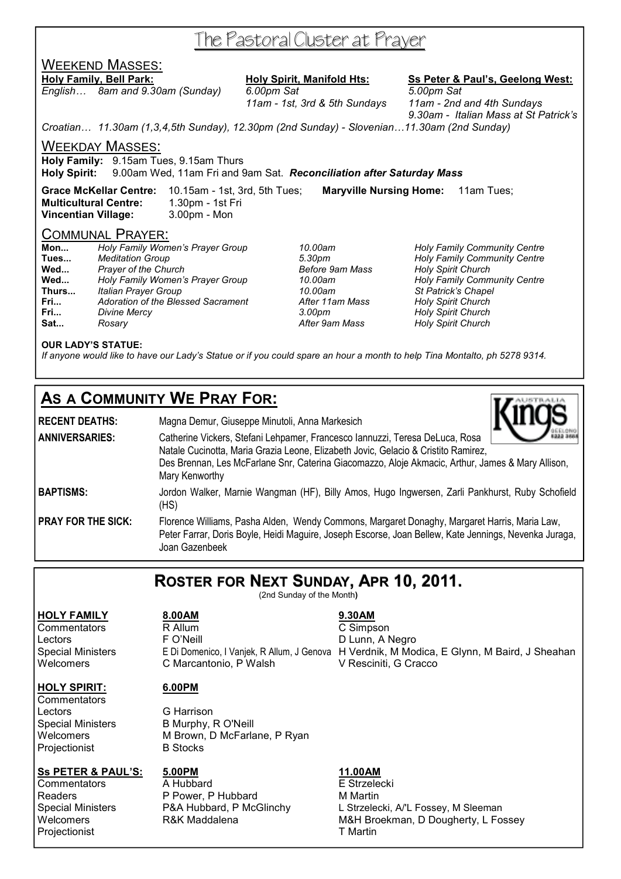# The Pastoral Cluster at Prayer

## Weekend Masses:

**Holy Family, Bell Park:**
*English… 8am and 9.30am (Sunday)*

**Holy Spirit, Manifold Hts:**
*6.00pm Sat*
*11am - 1st, 3rd & 5th Sundays*

**Ss Peter & Paul's, Geelong West:**
*5.00pm Sat*
*11am - 2nd and 4th Sundays*
*9.30am - Italian Mass at St Patrick's*

*Croatian… 11.30am (1,3,4,5th Sunday), 12.30pm (2nd Sunday) - Slovenian…11.30am (2nd Sunday)*

## Weekday Masses:

**Holy Family:** 9.15am Tues, 9.15am Thurs
**Holy Spirit:** 9.00am Wed, 11am Fri and 9am Sat. ***Reconciliation after Saturday Mass***

**Grace McKellar Centre:** 10.15am - 1st, 3rd, 5th Tues; **Maryville Nursing Home:** 11am Tues;
**Multicultural Centre:** 1.30pm - 1st Fri
**Vincentian Village:** 3.00pm - Mon

## Communal Prayer:

| | | | |
|---|---|---|---|
| **Mon...** | *Holy Family Women's Prayer Group* | *10.00am* | *Holy Family Community Centre* |
| **Tues...** | *Meditation Group* | *5.30pm* | *Holy Family Community Centre* |
| **Wed...** | *Prayer of the Church* | *Before 9am Mass* | *Holy Spirit Church* |
| **Wed...** | *Holy Family Women's Prayer Group* | *10.00am* | *Holy Family Community Centre* |
| **Thurs...** | *Italian Prayer Group* | *10.00am* | *St Patrick's Chapel* |
| **Fri...** | *Adoration of the Blessed Sacrament* | *After 11am Mass* | *Holy Spirit Church* |
| **Fri...** | *Divine Mercy* | *3.00pm* | *Holy Spirit Church* |
| **Sat...** | *Rosary* | *After 9am Mass* | *Holy Spirit Church* |

**OUR LADY'S STATUE:**
*If anyone would like to have our Lady's Statue or if you could spare an hour a month to help Tina Montalto, ph 5278 9314.*

## As a Community We Pray For:

**RECENT DEATHS:** Magna Demur, Giuseppe Minutoli, Anna Markesich

**ANNIVERSARIES:** Catherine Vickers, Stefani Lehpamer, Francesco Iannuzzi, Teresa DeLuca, Rosa Natale Cucinotta, Maria Grazia Leone, Elizabeth Jovic, Gelacio & Cristito Ramirez, Des Brennan, Les McFarlane Snr, Caterina Giacomazzo, Aloje Akmacic, Arthur, James & Mary Allison, Mary Kenworthy

**BAPTISMS:** Jordon Walker, Marnie Wangman (HF), Billy Amos, Hugo Ingwersen, Zarli Pankhurst, Ruby Schofield (HS)

**PRAY FOR THE SICK:** Florence Williams, Pasha Alden, Wendy Commons, Margaret Donaghy, Margaret Harris, Maria Law, Peter Farrar, Doris Boyle, Heidi Maguire, Joseph Escorse, Joan Bellew, Kate Jennings, Nevenka Juraga, Joan Gazenbeek

## Roster for Next Sunday, Apr 10, 2011.

(2nd Sunday of the Month)

| **HOLY FAMILY** | **8.00AM** | **9.30AM** |
|---|---|---|
| Commentators | R Allum | C Simpson |
| Lectors | F O'Neill | D Lunn, A Negro |
| Special Ministers | E Di Domenico, I Vanjek, R Allum, J Genova | H Verdnik, M Modica, E Glynn, M Baird, J Sheahan |
| Welcomers | C Marcantonio, P Walsh | V Resciniti, G Cracco |

| **HOLY SPIRIT:** | **6.00PM** |
|---|---|
| Commentators | |
| Lectors | G Harrison |
| Special Ministers | B Murphy, R O'Neill |
| Welcomers | M Brown, D McFarlane, P Ryan |
| Projectionist | B Stocks |

| **Ss PETER & PAUL'S:** | **5.00PM** | **11.00AM** |
|---|---|---|
| Commentators | A Hubbard | E Strzelecki |
| Readers | P Power, P Hubbard | M Martin |
| Special Ministers | P&A Hubbard, P McGlinchy | L Strzelecki, A/'L Fossey, M Sleeman |
| Welcomers | R&K Maddalena | M&H Broekman, D Dougherty, L Fossey |
| Projectionist | | T Martin |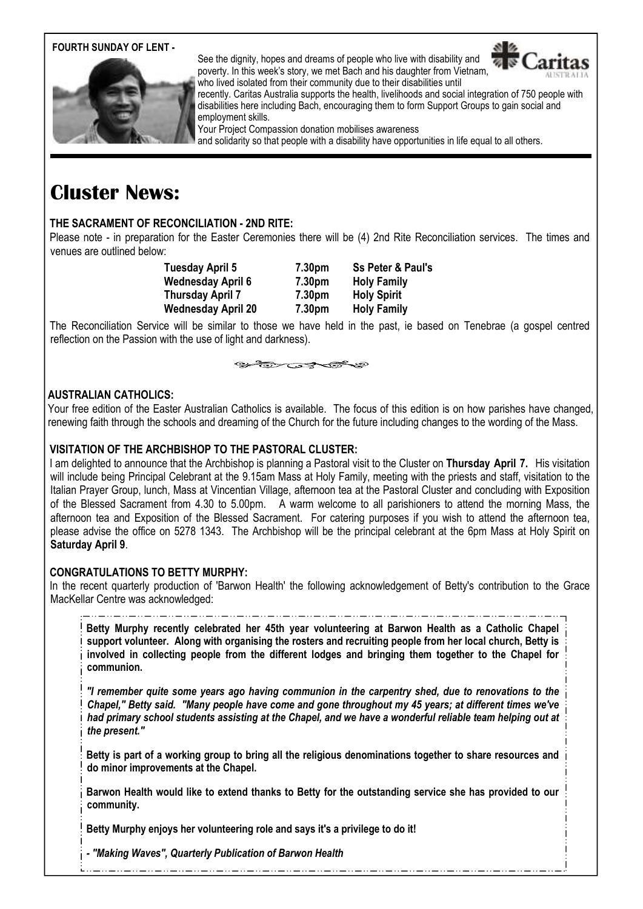**FOURTH SUNDAY OF LENT -**

See the dignity, hopes and dreams of people who live with disability and poverty. In this week's story, we met Bach and his daughter from Vietnam, who lived isolated from their community due to their disabilities until recently. Caritas Australia supports the health, livelihoods and social integration of 750 people with disabilities here including Bach, encouraging them to form Support Groups to gain social and employment skills.

Your Project Compassion donation mobilises awareness and solidarity so that people with a disability have opportunities in life equal to all others.

# Cluster News:

### THE SACRAMENT OF RECONCILIATION - 2ND RITE:

Please note - in preparation for the Easter Ceremonies there will be (4) 2nd Rite Reconciliation services. The times and venues are outlined below:

| | | |
|---|---|---|
| **Tuesday April 5** | **7.30pm** | **Ss Peter & Paul's** |
| **Wednesday April 6** | **7.30pm** | **Holy Family** |
| **Thursday April 7** | **7.30pm** | **Holy Spirit** |
| **Wednesday April 20** | **7.30pm** | **Holy Family** |

The Reconciliation Service will be similar to those we have held in the past, ie based on Tenebrae (a gospel centred reflection on the Passion with the use of light and darkness).

### AUSTRALIAN CATHOLICS:

Your free edition of the Easter Australian Catholics is available. The focus of this edition is on how parishes have changed, renewing faith through the schools and dreaming of the Church for the future including changes to the wording of the Mass.

### VISITATION OF THE ARCHBISHOP TO THE PASTORAL CLUSTER:

I am delighted to announce that the Archbishop is planning a Pastoral visit to the Cluster on **Thursday April 7.** His visitation will include being Principal Celebrant at the 9.15am Mass at Holy Family, meeting with the priests and staff, visitation to the Italian Prayer Group, lunch, Mass at Vincentian Village, afternoon tea at the Pastoral Cluster and concluding with Exposition of the Blessed Sacrament from 4.30 to 5.00pm. A warm welcome to all parishioners to attend the morning Mass, the afternoon tea and Exposition of the Blessed Sacrament. For catering purposes if you wish to attend the afternoon tea, please advise the office on 5278 1343. The Archbishop will be the principal celebrant at the 6pm Mass at Holy Spirit on **Saturday April 9**.

### CONGRATULATIONS TO BETTY MURPHY:

In the recent quarterly production of 'Barwon Health' the following acknowledgement of Betty's contribution to the Grace MacKellar Centre was acknowledged:

**Betty Murphy recently celebrated her 45th year volunteering at Barwon Health as a Catholic Chapel support volunteer. Along with organising the rosters and recruiting people from her local church, Betty is involved in collecting people from the different lodges and bringing them together to the Chapel for communion.**

***"I remember quite some years ago having communion in the carpentry shed, due to renovations to the Chapel," Betty said. "Many people have come and gone throughout my 45 years; at different times we've had primary school students assisting at the Chapel, and we have a wonderful reliable team helping out at the present."***

**Betty is part of a working group to bring all the religious denominations together to share resources and do minor improvements at the Chapel.**

**Barwon Health would like to extend thanks to Betty for the outstanding service she has provided to our community.**

**Betty Murphy enjoys her volunteering role and says it's a privilege to do it!**

***- "Making Waves", Quarterly Publication of Barwon Health***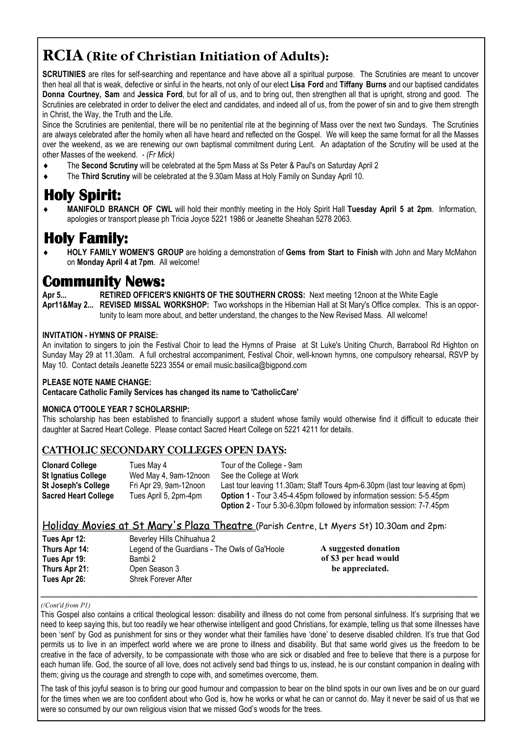## RCIA (Rite of Christian Initiation of Adults):

**SCRUTINIES** are rites for self-searching and repentance and have above all a spiritual purpose. The Scrutinies are meant to uncover then heal all that is weak, defective or sinful in the hearts, not only of our elect **Lisa Ford** and **Tiffany Burns** and our baptised candidates **Donna Courtney, Sam** and **Jessica Ford**, but for all of us, and to bring out, then strengthen all that is upright, strong and good. The Scrutinies are celebrated in order to deliver the elect and candidates, and indeed all of us, from the power of sin and to give them strength in Christ, the Way, the Truth and the Life.

Since the Scrutinies are penitential, there will be no penitential rite at the beginning of Mass over the next two Sundays. The Scrutinies are always celebrated after the homily when all have heard and reflected on the Gospel. We will keep the same format for all the Masses over the weekend, as we are renewing our own baptismal commitment during Lent. An adaptation of the Scrutiny will be used at the other Masses of the weekend. *- (Fr Mick)*

- The **Second Scrutiny** will be celebrated at the 5pm Mass at Ss Peter & Paul's on Saturday April 2
- The **Third Scrutiny** will be celebrated at the 9.30am Mass at Holy Family on Sunday April 10.

## Holy Spirit:

- **MANIFOLD BRANCH OF CWL** will hold their monthly meeting in the Holy Spirit Hall **Tuesday April 5 at 2pm**. Information, apologies or transport please ph Tricia Joyce 5221 1986 or Jeanette Sheahan 5278 2063.

## Holy Family:

- **HOLY FAMILY WOMEN'S GROUP** are holding a demonstration of **Gems from Start to Finish** with John and Mary McMahon on **Monday April 4 at 7pm**. All welcome!

## Community News:

**Apr 5...** **RETIRED OFFICER'S KNIGHTS OF THE SOUTHERN CROSS:** Next meeting 12noon at the White Eagle

**Apr11&May 2...** **REVISED MISSAL WORKSHOP:** Two workshops in the Hibernian Hall at St Mary's Office complex. This is an opportunity to learn more about, and better understand, the changes to the New Revised Mass. All welcome!

**INVITATION - HYMNS OF PRAISE:**

An invitation to singers to join the Festival Choir to lead the Hymns of Praise at St Luke's Uniting Church, Barrabool Rd Highton on Sunday May 29 at 11.30am. A full orchestral accompaniment, Festival Choir, well-known hymns, one compulsory rehearsal, RSVP by May 10. Contact details Jeanette 5223 3554 or email music.basilica@bigpond.com

**PLEASE NOTE NAME CHANGE:**

**Centacare Catholic Family Services has changed its name to 'CatholicCare'**

**MONICA O'TOOLE YEAR 7 SCHOLARSHIP:**

This scholarship has been established to financially support a student whose family would otherwise find it difficult to educate their daughter at Sacred Heart College. Please contact Sacred Heart College on 5221 4211 for details.

### CATHOLIC SECONDARY COLLEGES OPEN DAYS:

| | | |
|---|---|---|
| **Clonard College** | Tues May 4 | Tour of the College - 9am |
| **St Ignatius College** | Wed May 4, 9am-12noon | See the College at Work |
| **St Joseph's College** | Fri Apr 29, 9am-12noon | Last tour leaving 11.30am; Staff Tours 4pm-6.30pm (last tour leaving at 6pm) |
| **Sacred Heart College** | Tues April 5, 2pm-4pm | **Option 1** - Tour 3.45-4.45pm followed by information session: 5-5.45pm<br>**Option 2** - Tour 5.30-6.30pm followed by information session: 7-7.45pm |

### Holiday Movies at St Mary's Plaza Theatre (Parish Centre, Lt Myers St) 10.30am and 2pm:

| | |
|---|---|
| **Tues Apr 12:** | Beverley Hills Chihuahua 2 |
| **Thurs Apr 14:** | Legend of the Guardians - The Owls of Ga'Hoole |
| **Tues Apr 19:** | Bambi 2 |
| **Thurs Apr 21:** | Open Season 3 |
| **Tues Apr 26:** | Shrek Forever After |

**A suggested donation of $3 per head would be appreciated.**

*(/Cont'd from P1)*

This Gospel also contains a critical theological lesson: disability and illness do not come from personal sinfulness. It's surprising that we need to keep saying this, but too readily we hear otherwise intelligent and good Christians, for example, telling us that some illnesses have been 'sent' by God as punishment for sins or they wonder what their families have 'done' to deserve disabled children. It's true that God permits us to live in an imperfect world where we are prone to illness and disability. But that same world gives us the freedom to be creative in the face of adversity, to be compassionate with those who are sick or disabled and free to believe that there is a purpose for each human life. God, the source of all love, does not actively send bad things to us, instead, he is our constant companion in dealing with them; giving us the courage and strength to cope with, and sometimes overcome, them.

The task of this joyful season is to bring our good humour and compassion to bear on the blind spots in our own lives and be on our guard for the times when we are too confident about who God is, how he works or what he can or cannot do. May it never be said of us that we were so consumed by our own religious vision that we missed God's woods for the trees.